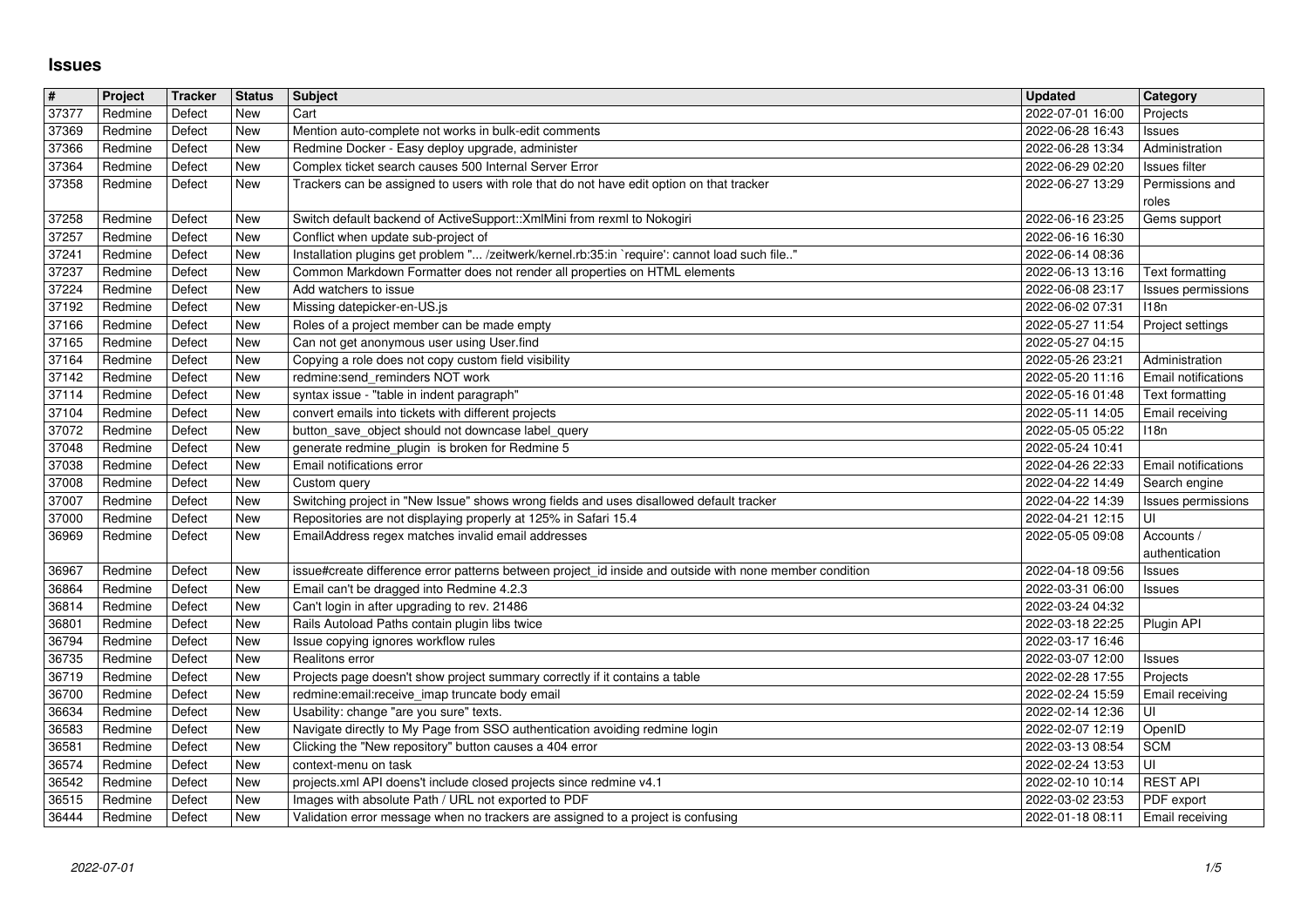# Issues

| # | Project | Tracker | Status | Subject | Updated | Category |
|---|---|---|---|---|---|---|
| 37377 | Redmine | Defect | New | Cart | 2022-07-01 16:00 | Projects |
| 37369 | Redmine | Defect | New | Mention auto-complete not works in bulk-edit comments | 2022-06-28 16:43 | Issues |
| 37366 | Redmine | Defect | New | Redmine Docker - Easy deploy upgrade, administer | 2022-06-28 13:34 | Administration |
| 37364 | Redmine | Defect | New | Complex ticket search causes 500 Internal Server Error | 2022-06-29 02:20 | Issues filter |
| 37358 | Redmine | Defect | New | Trackers can be assigned to users with role that do not have edit option on that tracker | 2022-06-27 13:29 | Permissions and roles |
| 37258 | Redmine | Defect | New | Switch default backend of ActiveSupport::XmlMini from rexml to Nokogiri | 2022-06-16 23:25 | Gems support |
| 37257 | Redmine | Defect | New | Conflict when update sub-project of | 2022-06-16 16:30 | |
| 37241 | Redmine | Defect | New | Installation plugins get problem "... /zeitwerk/kernel.rb:35:in `require': cannot load such file.." | 2022-06-14 08:36 | |
| 37237 | Redmine | Defect | New | Common Markdown Formatter does not render all properties on HTML elements | 2022-06-13 13:16 | Text formatting |
| 37224 | Redmine | Defect | New | Add watchers to issue | 2022-06-08 23:17 | Issues permissions |
| 37192 | Redmine | Defect | New | Missing datepicker-en-US.js | 2022-06-02 07:31 | I18n |
| 37166 | Redmine | Defect | New | Roles of a project member can be made empty | 2022-05-27 11:54 | Project settings |
| 37165 | Redmine | Defect | New | Can not get anonymous user using User.find | 2022-05-27 04:15 | |
| 37164 | Redmine | Defect | New | Copying a role does not copy custom field visibility | 2022-05-26 23:21 | Administration |
| 37142 | Redmine | Defect | New | redmine:send_reminders NOT work | 2022-05-20 11:16 | Email notifications |
| 37114 | Redmine | Defect | New | syntax issue - "table in indent paragraph" | 2022-05-16 01:48 | Text formatting |
| 37104 | Redmine | Defect | New | convert emails into tickets with different projects | 2022-05-11 14:05 | Email receiving |
| 37072 | Redmine | Defect | New | button_save_object should not downcase label_query | 2022-05-05 05:22 | I18n |
| 37048 | Redmine | Defect | New | generate redmine_plugin is broken for Redmine 5 | 2022-05-24 10:41 | |
| 37038 | Redmine | Defect | New | Email notifications error | 2022-04-26 22:33 | Email notifications |
| 37008 | Redmine | Defect | New | Custom query | 2022-04-22 14:49 | Search engine |
| 37007 | Redmine | Defect | New | Switching project in "New Issue" shows wrong fields and uses disallowed default tracker | 2022-04-22 14:39 | Issues permissions |
| 37000 | Redmine | Defect | New | Repositories are not displaying properly at 125% in Safari 15.4 | 2022-04-21 12:15 | UI |
| 36969 | Redmine | Defect | New | EmailAddress regex matches invalid email addresses | 2022-05-05 09:08 | Accounts / authentication |
| 36967 | Redmine | Defect | New | issue#create difference error patterns between project_id inside and outside with none member condition | 2022-04-18 09:56 | Issues |
| 36864 | Redmine | Defect | New | Email can't be dragged into Redmine 4.2.3 | 2022-03-31 06:00 | Issues |
| 36814 | Redmine | Defect | New | Can't login in after upgrading to rev. 21486 | 2022-03-24 04:32 | |
| 36801 | Redmine | Defect | New | Rails Autoload Paths contain plugin libs twice | 2022-03-18 22:25 | Plugin API |
| 36794 | Redmine | Defect | New | Issue copying ignores workflow rules | 2022-03-17 16:46 | |
| 36735 | Redmine | Defect | New | Realitons error | 2022-03-07 12:00 | Issues |
| 36719 | Redmine | Defect | New | Projects page doesn't show project summary correctly if it contains a table | 2022-02-28 17:55 | Projects |
| 36700 | Redmine | Defect | New | redmine:email:receive_imap truncate body email | 2022-02-24 15:59 | Email receiving |
| 36634 | Redmine | Defect | New | Usability: change "are you sure" texts. | 2022-02-14 12:36 | UI |
| 36583 | Redmine | Defect | New | Navigate directly to My Page from SSO authentication avoiding redmine login | 2022-02-07 12:19 | OpenID |
| 36581 | Redmine | Defect | New | Clicking the "New repository" button causes a 404 error | 2022-03-13 08:54 | SCM |
| 36574 | Redmine | Defect | New | context-menu on task | 2022-02-24 13:53 | UI |
| 36542 | Redmine | Defect | New | projects.xml API doens't include closed projects since redmine v4.1 | 2022-02-10 10:14 | REST API |
| 36515 | Redmine | Defect | New | Images with absolute Path / URL not exported to PDF | 2022-03-02 23:53 | PDF export |
| 36444 | Redmine | Defect | New | Validation error message when no trackers are assigned to a project is confusing | 2022-01-18 08:11 | Email receiving |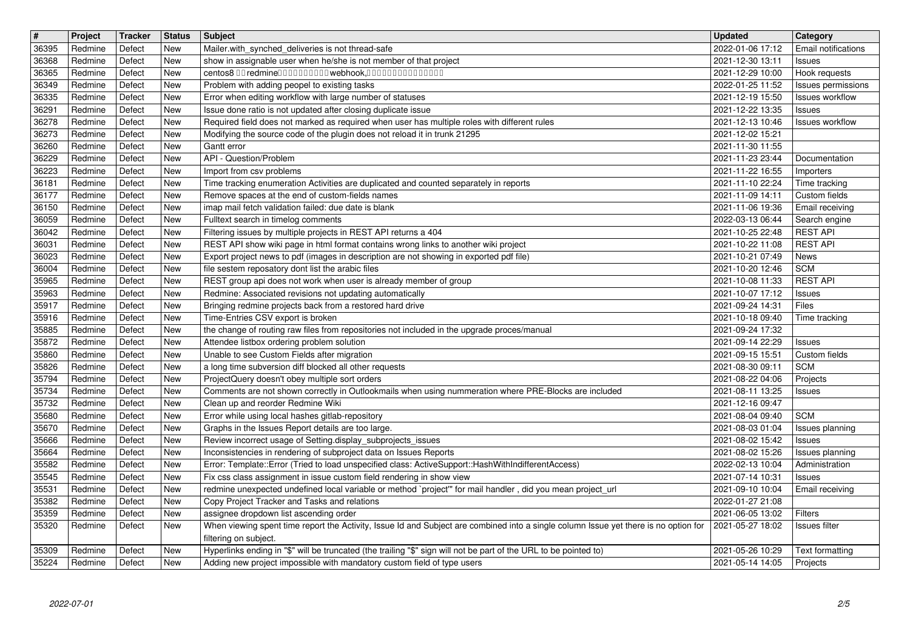| # | Project | Tracker | Status | Subject | Updated | Category |
|---|---|---|---|---|---|---|
| 36395 | Redmine | Defect | New | Mailer.with_synched_deliveries is not thread-safe | 2022-01-06 17:12 | Email notifications |
| 36368 | Redmine | Defect | New | show in assignable user when he/she is not member of that project | 2021-12-30 13:11 | Issues |
| 36365 | Redmine | Defect | New | centos8 redmine webhook, | 2021-12-29 10:00 | Hook requests |
| 36349 | Redmine | Defect | New | Problem with adding peopel to existing tasks | 2022-01-25 11:52 | Issues permissions |
| 36335 | Redmine | Defect | New | Error when editing workflow with large number of statuses | 2021-12-19 15:50 | Issues workflow |
| 36291 | Redmine | Defect | New | Issue done ratio is not updated after closing duplicate issue | 2021-12-22 13:35 | Issues |
| 36278 | Redmine | Defect | New | Required field does not marked as required when user has multiple roles with different rules | 2021-12-13 10:46 | Issues workflow |
| 36273 | Redmine | Defect | New | Modifying the source code of the plugin does not reload it in trunk 21295 | 2021-12-02 15:21 | |
| 36260 | Redmine | Defect | New | Gantt error | 2021-11-30 11:55 | |
| 36229 | Redmine | Defect | New | API - Question/Problem | 2021-11-23 23:44 | Documentation |
| 36223 | Redmine | Defect | New | Import from csv problems | 2021-11-22 16:55 | Importers |
| 36181 | Redmine | Defect | New | Time tracking enumeration Activities are duplicated and counted separately in reports | 2021-11-10 22:24 | Time tracking |
| 36177 | Redmine | Defect | New | Remove spaces at the end of custom-fields names | 2021-11-09 14:11 | Custom fields |
| 36150 | Redmine | Defect | New | imap mail fetch validation failed: due date is blank | 2021-11-06 19:36 | Email receiving |
| 36059 | Redmine | Defect | New | Fulltext search in timelog comments | 2022-03-13 06:44 | Search engine |
| 36042 | Redmine | Defect | New | Filtering issues by multiple projects in REST API returns a 404 | 2021-10-25 22:48 | REST API |
| 36031 | Redmine | Defect | New | REST API show wiki page in html format contains wrong links to another wiki project | 2021-10-22 11:08 | REST API |
| 36023 | Redmine | Defect | New | Export project news to pdf (images in description are not showing in exported pdf file) | 2021-10-21 07:49 | News |
| 36004 | Redmine | Defect | New | file sestem reposatory dont list the arabic files | 2021-10-20 12:46 | SCM |
| 35965 | Redmine | Defect | New | REST group api does not work when user is already member of group | 2021-10-08 11:33 | REST API |
| 35963 | Redmine | Defect | New | Redmine: Associated revisions not updating automatically | 2021-10-07 17:12 | Issues |
| 35917 | Redmine | Defect | New | Bringing redmine projects back from a restored hard drive | 2021-09-24 14:31 | Files |
| 35916 | Redmine | Defect | New | Time-Entries CSV export is broken | 2021-10-18 09:40 | Time tracking |
| 35885 | Redmine | Defect | New | the change of routing raw files from repositories not included in the upgrade proces/manual | 2021-09-24 17:32 | |
| 35872 | Redmine | Defect | New | Attendee listbox ordering problem solution | 2021-09-14 22:29 | Issues |
| 35860 | Redmine | Defect | New | Unable to see Custom Fields after migration | 2021-09-15 15:51 | Custom fields |
| 35826 | Redmine | Defect | New | a long time subversion diff blocked all other requests | 2021-08-30 09:11 | SCM |
| 35794 | Redmine | Defect | New | ProjectQuery doesn't obey multiple sort orders | 2021-08-22 04:06 | Projects |
| 35734 | Redmine | Defect | New | Comments are not shown correctly in Outlookmails when using nummeration where PRE-Blocks are included | 2021-08-11 13:25 | Issues |
| 35732 | Redmine | Defect | New | Clean up and reorder Redmine Wiki | 2021-12-16 09:47 | |
| 35680 | Redmine | Defect | New | Error while using local hashes gitlab-repository | 2021-08-04 09:40 | SCM |
| 35670 | Redmine | Defect | New | Graphs in the Issues Report details are too large. | 2021-08-03 01:04 | Issues planning |
| 35666 | Redmine | Defect | New | Review incorrect usage of Setting.display_subprojects_issues | 2021-08-02 15:42 | Issues |
| 35664 | Redmine | Defect | New | Inconsistencies in rendering of subproject data on Issues Reports | 2021-08-02 15:26 | Issues planning |
| 35582 | Redmine | Defect | New | Error: Template::Error (Tried to load unspecified class: ActiveSupport::HashWithIndifferentAccess) | 2022-02-13 10:04 | Administration |
| 35545 | Redmine | Defect | New | Fix css class assignment in issue custom field rendering in show view | 2021-07-14 10:31 | Issues |
| 35531 | Redmine | Defect | New | redmine unexpected undefined local variable or method `project'" for mail handler , did you mean project_url | 2021-09-10 10:04 | Email receiving |
| 35382 | Redmine | Defect | New | Copy Project Tracker and Tasks and relations | 2022-01-27 21:08 | |
| 35359 | Redmine | Defect | New | assignee dropdown list ascending order | 2021-06-05 13:02 | Filters |
| 35320 | Redmine | Defect | New | When viewing spent time report the Activity, Issue Id and Subject are combined into a single column Issue yet there is no option for filtering on subject. | 2021-05-27 18:02 | Issues filter |
| 35309 | Redmine | Defect | New | Hyperlinks ending in "$" will be truncated (the trailing "$" sign will not be part of the URL to be pointed to) | 2021-05-26 10:29 | Text formatting |
| 35224 | Redmine | Defect | New | Adding new project impossible with mandatory custom field of type users | 2021-05-14 14:05 | Projects |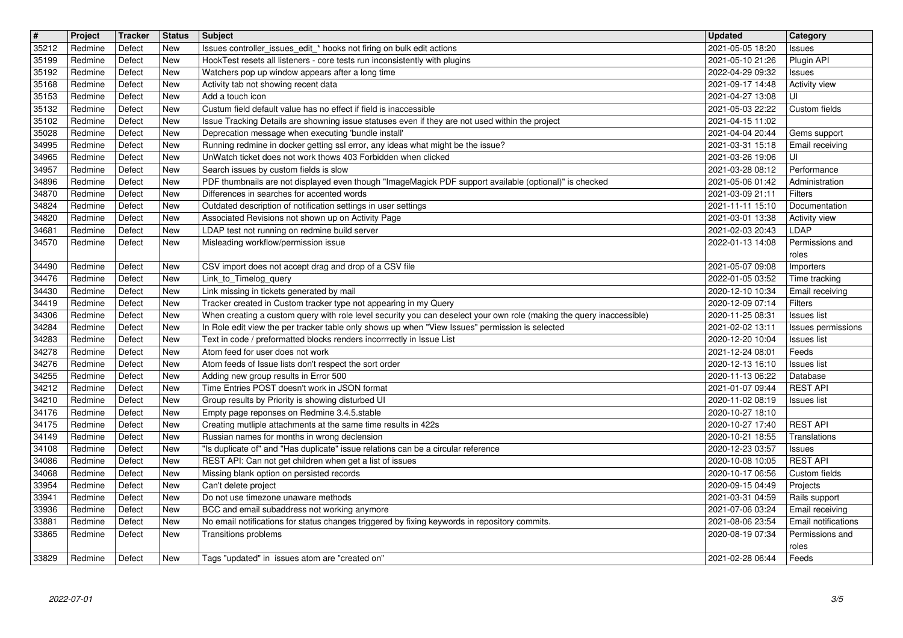| # | Project | Tracker | Status | Subject | Updated | Category |
|---|---|---|---|---|---|---|
| 35212 | Redmine | Defect | New | Issues controller_issues_edit_* hooks not firing on bulk edit actions | 2021-05-05 18:20 | Issues |
| 35199 | Redmine | Defect | New | HookTest resets all listeners - core tests run inconsistently with plugins | 2021-05-10 21:26 | Plugin API |
| 35192 | Redmine | Defect | New | Watchers pop up window appears after a long time | 2022-04-29 09:32 | Issues |
| 35168 | Redmine | Defect | New | Activity tab not showing recent data | 2021-09-17 14:48 | Activity view |
| 35153 | Redmine | Defect | New | Add a touch icon | 2021-04-27 13:08 | UI |
| 35132 | Redmine | Defect | New | Custum field default value has no effect if field is inaccessible | 2021-05-03 22:22 | Custom fields |
| 35102 | Redmine | Defect | New | Issue Tracking Details are showning issue statuses even if they are not used within the project | 2021-04-15 11:02 | |
| 35028 | Redmine | Defect | New | Deprecation message when executing 'bundle install' | 2021-04-04 20:44 | Gems support |
| 34995 | Redmine | Defect | New | Running redmine in docker getting ssl error, any ideas what might be the issue? | 2021-03-31 15:18 | Email receiving |
| 34965 | Redmine | Defect | New | UnWatch ticket does not work thows 403 Forbidden when clicked | 2021-03-26 19:06 | UI |
| 34957 | Redmine | Defect | New | Search issues by custom fields is slow | 2021-03-28 08:12 | Performance |
| 34896 | Redmine | Defect | New | PDF thumbnails are not displayed even though "ImageMagick PDF support available (optional)" is checked | 2021-05-06 01:42 | Administration |
| 34870 | Redmine | Defect | New | Differences in searches for accented words | 2021-03-09 21:11 | Filters |
| 34824 | Redmine | Defect | New | Outdated description of notification settings in user settings | 2021-11-11 15:10 | Documentation |
| 34820 | Redmine | Defect | New | Associated Revisions not shown up on Activity Page | 2021-03-01 13:38 | Activity view |
| 34681 | Redmine | Defect | New | LDAP test not running on redmine build server | 2021-02-03 20:43 | LDAP |
| 34570 | Redmine | Defect | New | Misleading workflow/permission issue | 2022-01-13 14:08 | Permissions and roles |
| 34490 | Redmine | Defect | New | CSV import does not accept drag and drop of a CSV file | 2021-05-07 09:08 | Importers |
| 34476 | Redmine | Defect | New | Link_to_Timelog_query | 2022-01-05 03:52 | Time tracking |
| 34430 | Redmine | Defect | New | Link missing in tickets generated by mail | 2020-12-10 10:34 | Email receiving |
| 34419 | Redmine | Defect | New | Tracker created in Custom tracker type not appearing in my Query | 2020-12-09 07:14 | Filters |
| 34306 | Redmine | Defect | New | When creating a custom query with role level security you can deselect your own role (making the query inaccessible) | 2020-11-25 08:31 | Issues list |
| 34284 | Redmine | Defect | New | In Role edit view the per tracker table only shows up when "View Issues" permission is selected | 2021-02-02 13:11 | Issues permissions |
| 34283 | Redmine | Defect | New | Text in code / preformatted blocks renders incorrrectly in Issue List | 2020-12-20 10:04 | Issues list |
| 34278 | Redmine | Defect | New | Atom feed for user does not work | 2021-12-24 08:01 | Feeds |
| 34276 | Redmine | Defect | New | Atom feeds of Issue lists don't respect the sort order | 2020-12-13 16:10 | Issues list |
| 34255 | Redmine | Defect | New | Adding new group results in Error 500 | 2020-11-13 06:22 | Database |
| 34212 | Redmine | Defect | New | Time Entries POST doesn't work in JSON format | 2021-01-07 09:44 | REST API |
| 34210 | Redmine | Defect | New | Group results by Priority is showing disturbed UI | 2020-11-02 08:19 | Issues list |
| 34176 | Redmine | Defect | New | Empty page reponses on Redmine 3.4.5.stable | 2020-10-27 18:10 | |
| 34175 | Redmine | Defect | New | Creating mutliple attachments at the same time results in 422s | 2020-10-27 17:40 | REST API |
| 34149 | Redmine | Defect | New | Russian names for months in wrong declension | 2020-10-21 18:55 | Translations |
| 34108 | Redmine | Defect | New | "Is duplicate of" and "Has duplicate" issue relations can be a circular reference | 2020-12-23 03:57 | Issues |
| 34086 | Redmine | Defect | New | REST API: Can not get children when get a list of issues | 2020-10-08 10:05 | REST API |
| 34068 | Redmine | Defect | New | Missing blank option on persisted records | 2020-10-17 06:56 | Custom fields |
| 33954 | Redmine | Defect | New | Can't delete project | 2020-09-15 04:49 | Projects |
| 33941 | Redmine | Defect | New | Do not use timezone unaware methods | 2021-03-31 04:59 | Rails support |
| 33936 | Redmine | Defect | New | BCC and email subaddress not working anymore | 2021-07-06 03:24 | Email receiving |
| 33881 | Redmine | Defect | New | No email notifications for status changes triggered by fixing keywords in repository commits. | 2021-08-06 23:54 | Email notifications |
| 33865 | Redmine | Defect | New | Transitions problems | 2020-08-19 07:34 | Permissions and roles |
| 33829 | Redmine | Defect | New | Tags "updated" in issues atom are "created on" | 2021-02-28 06:44 | Feeds |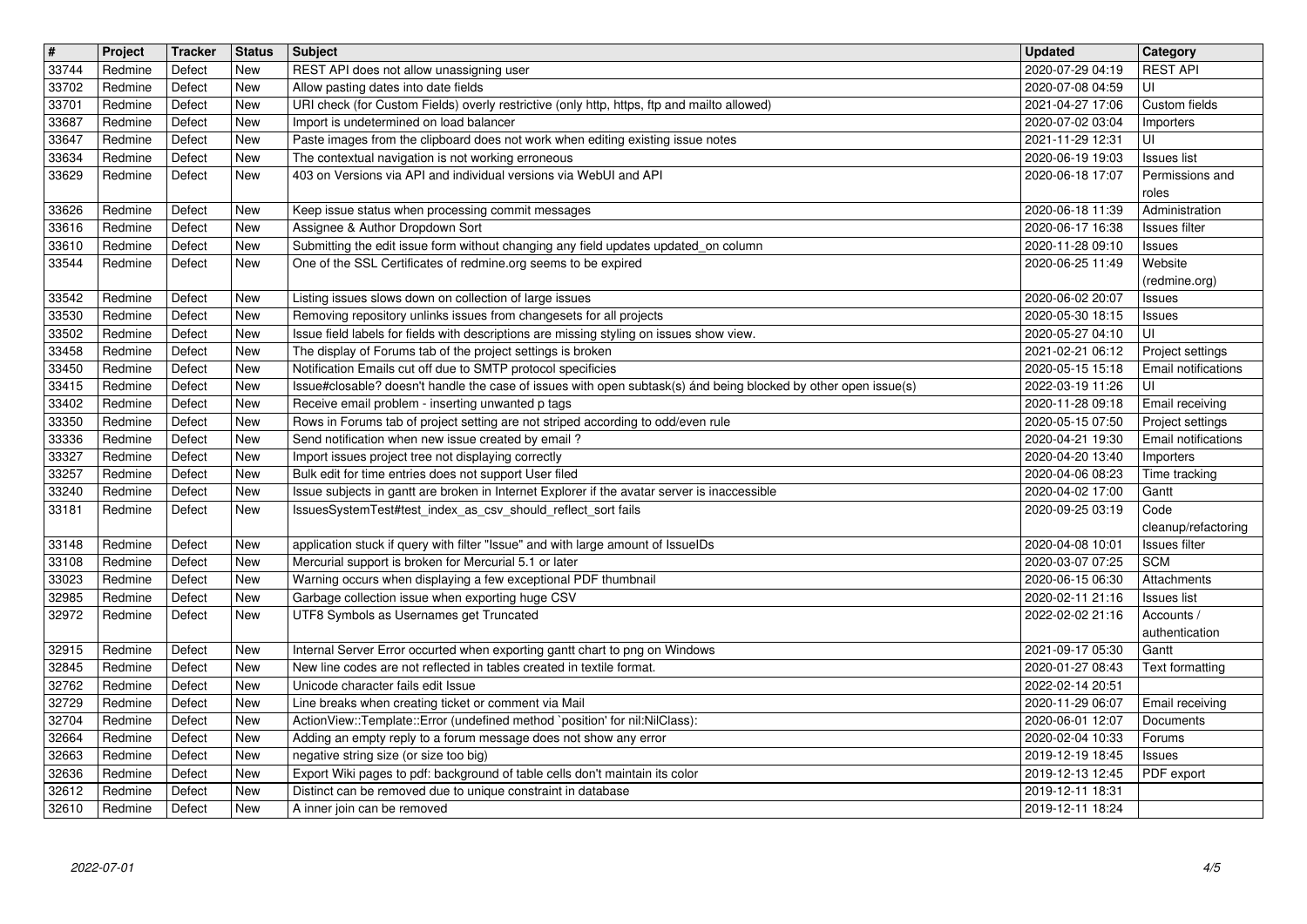| # | Project | Tracker | Status | Subject | Updated | Category |
|---|---|---|---|---|---|---|
| 33744 | Redmine | Defect | New | REST API does not allow unassigning user | 2020-07-29 04:19 | REST API |
| 33702 | Redmine | Defect | New | Allow pasting dates into date fields | 2020-07-08 04:59 | UI |
| 33701 | Redmine | Defect | New | URI check (for Custom Fields) overly restrictive (only http, https, ftp and mailto allowed) | 2021-04-27 17:06 | Custom fields |
| 33687 | Redmine | Defect | New | Import is undetermined on load balancer | 2020-07-02 03:04 | Importers |
| 33647 | Redmine | Defect | New | Paste images from the clipboard does not work when editing existing issue notes | 2021-11-29 12:31 | UI |
| 33634 | Redmine | Defect | New | The contextual navigation is not working erroneous | 2020-06-19 19:03 | Issues list |
| 33629 | Redmine | Defect | New | 403 on Versions via API and individual versions via WebUI and API | 2020-06-18 17:07 | Permissions and roles |
| 33626 | Redmine | Defect | New | Keep issue status when processing commit messages | 2020-06-18 11:39 | Administration |
| 33616 | Redmine | Defect | New | Assignee & Author Dropdown Sort | 2020-06-17 16:38 | Issues filter |
| 33610 | Redmine | Defect | New | Submitting the edit issue form without changing any field updates updated_on column | 2020-11-28 09:10 | Issues |
| 33544 | Redmine | Defect | New | One of the SSL Certificates of redmine.org seems to be expired | 2020-06-25 11:49 | Website (redmine.org) |
| 33542 | Redmine | Defect | New | Listing issues slows down on collection of large issues | 2020-06-02 20:07 | Issues |
| 33530 | Redmine | Defect | New | Removing repository unlinks issues from changesets for all projects | 2020-05-30 18:15 | Issues |
| 33502 | Redmine | Defect | New | Issue field labels for fields with descriptions are missing styling on issues show view. | 2020-05-27 04:10 | UI |
| 33458 | Redmine | Defect | New | The display of Forums tab of the project settings is broken | 2021-02-21 06:12 | Project settings |
| 33450 | Redmine | Defect | New | Notification Emails cut off due to SMTP protocol specificies | 2020-05-15 15:18 | Email notifications |
| 33415 | Redmine | Defect | New | Issue#closable? doesn't handle the case of issues with open subtask(s) ánd being blocked by other open issue(s) | 2022-03-19 11:26 | UI |
| 33402 | Redmine | Defect | New | Receive email problem - inserting unwanted p tags | 2020-11-28 09:18 | Email receiving |
| 33350 | Redmine | Defect | New | Rows in Forums tab of project setting are not striped according to odd/even rule | 2020-05-15 07:50 | Project settings |
| 33336 | Redmine | Defect | New | Send notification when new issue created by email ? | 2020-04-21 19:30 | Email notifications |
| 33327 | Redmine | Defect | New | Import issues project tree not displaying correctly | 2020-04-20 13:40 | Importers |
| 33257 | Redmine | Defect | New | Bulk edit for time entries does not support User filed | 2020-04-06 08:23 | Time tracking |
| 33240 | Redmine | Defect | New | Issue subjects in gantt are broken in Internet Explorer if the avatar server is inaccessible | 2020-04-02 17:00 | Gantt |
| 33181 | Redmine | Defect | New | IssuesSystemTest#test_index_as_csv_should_reflect_sort fails | 2020-09-25 03:19 | Code cleanup/refactoring |
| 33148 | Redmine | Defect | New | application stuck if query with filter "Issue" and with large amount of IssueIDs | 2020-04-08 10:01 | Issues filter |
| 33108 | Redmine | Defect | New | Mercurial support is broken for Mercurial 5.1 or later | 2020-03-07 07:25 | SCM |
| 33023 | Redmine | Defect | New | Warning occurs when displaying a few exceptional PDF thumbnail | 2020-06-15 06:30 | Attachments |
| 32985 | Redmine | Defect | New | Garbage collection issue when exporting huge CSV | 2020-02-11 21:16 | Issues list |
| 32972 | Redmine | Defect | New | UTF8 Symbols as Usernames get Truncated | 2022-02-02 21:16 | Accounts / authentication |
| 32915 | Redmine | Defect | New | Internal Server Error occurted when exporting gantt chart to png on Windows | 2021-09-17 05:30 | Gantt |
| 32845 | Redmine | Defect | New | New line codes are not reflected in tables created in textile format. | 2020-01-27 08:43 | Text formatting |
| 32762 | Redmine | Defect | New | Unicode character fails edit Issue | 2022-02-14 20:51 | |
| 32729 | Redmine | Defect | New | Line breaks when creating ticket or comment via Mail | 2020-11-29 06:07 | Email receiving |
| 32704 | Redmine | Defect | New | ActionView::Template::Error (undefined method `position' for nil:NilClass): | 2020-06-01 12:07 | Documents |
| 32664 | Redmine | Defect | New | Adding an empty reply to a forum message does not show any error | 2020-02-04 10:33 | Forums |
| 32663 | Redmine | Defect | New | negative string size (or size too big) | 2019-12-19 18:45 | Issues |
| 32636 | Redmine | Defect | New | Export Wiki pages to pdf: background of table cells don't maintain its color | 2019-12-13 12:45 | PDF export |
| 32612 | Redmine | Defect | New | Distinct can be removed due to unique constraint in database | 2019-12-11 18:31 | |
| 32610 | Redmine | Defect | New | A inner join can be removed | 2019-12-11 18:24 | |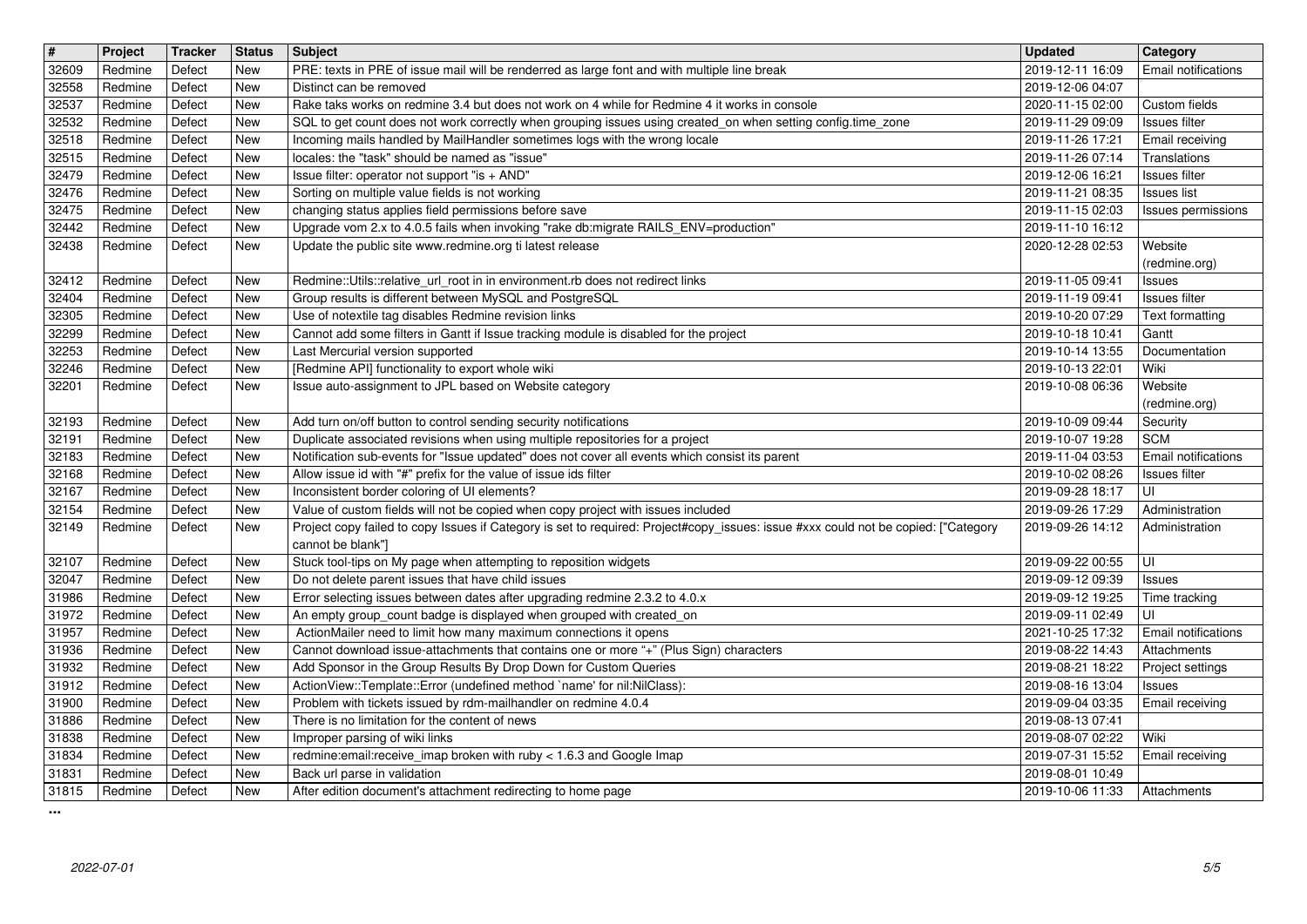| # | Project | Tracker | Status | Subject | Updated | Category |
|---|---|---|---|---|---|---|
| 32609 | Redmine | Defect | New | PRE: texts in PRE of issue mail will be renderred as large font and with multiple line break | 2019-12-11 16:09 | Email notifications |
| 32558 | Redmine | Defect | New | Distinct can be removed | 2019-12-06 04:07 | |
| 32537 | Redmine | Defect | New | Rake taks works on redmine 3.4 but does not work on 4 while for Redmine 4 it works in console | 2020-11-15 02:00 | Custom fields |
| 32532 | Redmine | Defect | New | SQL to get count does not work correctly when grouping issues using created_on when setting config.time_zone | 2019-11-29 09:09 | Issues filter |
| 32518 | Redmine | Defect | New | Incoming mails handled by MailHandler sometimes logs with the wrong locale | 2019-11-26 17:21 | Email receiving |
| 32515 | Redmine | Defect | New | locales: the "task" should be named as "issue" | 2019-11-26 07:14 | Translations |
| 32479 | Redmine | Defect | New | Issue filter: operator not support "is + AND" | 2019-12-06 16:21 | Issues filter |
| 32476 | Redmine | Defect | New | Sorting on multiple value fields is not working | 2019-11-21 08:35 | Issues list |
| 32475 | Redmine | Defect | New | changing status applies field permissions before save | 2019-11-15 02:03 | Issues permissions |
| 32442 | Redmine | Defect | New | Upgrade vom 2.x to 4.0.5 fails when invoking "rake db:migrate RAILS_ENV=production" | 2019-11-10 16:12 | |
| 32438 | Redmine | Defect | New | Update the public site www.redmine.org ti latest release | 2020-12-28 02:53 | Website (redmine.org) |
| 32412 | Redmine | Defect | New | Redmine::Utils::relative_url_root in in environment.rb does not redirect links | 2019-11-05 09:41 | Issues |
| 32404 | Redmine | Defect | New | Group results is different between MySQL and PostgreSQL | 2019-11-19 09:41 | Issues filter |
| 32305 | Redmine | Defect | New | Use of notextile tag disables Redmine revision links | 2019-10-20 07:29 | Text formatting |
| 32299 | Redmine | Defect | New | Cannot add some filters in Gantt if Issue tracking module is disabled for the project | 2019-10-18 10:41 | Gantt |
| 32253 | Redmine | Defect | New | Last Mercurial version supported | 2019-10-14 13:55 | Documentation |
| 32246 | Redmine | Defect | New | [Redmine API] functionality to export whole wiki | 2019-10-13 22:01 | Wiki |
| 32201 | Redmine | Defect | New | Issue auto-assignment to JPL based on Website category | 2019-10-08 06:36 | Website (redmine.org) |
| 32193 | Redmine | Defect | New | Add turn on/off button to control sending security notifications | 2019-10-09 09:44 | Security |
| 32191 | Redmine | Defect | New | Duplicate associated revisions when using multiple repositories for a project | 2019-10-07 19:28 | SCM |
| 32183 | Redmine | Defect | New | Notification sub-events for "Issue updated" does not cover all events which consist its parent | 2019-11-04 03:53 | Email notifications |
| 32168 | Redmine | Defect | New | Allow issue id with "#" prefix for the value of issue ids filter | 2019-10-02 08:26 | Issues filter |
| 32167 | Redmine | Defect | New | Inconsistent border coloring of UI elements? | 2019-09-28 18:17 | UI |
| 32154 | Redmine | Defect | New | Value of custom fields will not be copied when copy project with issues included | 2019-09-26 17:29 | Administration |
| 32149 | Redmine | Defect | New | Project copy failed to copy Issues if Category is set to required: Project#copy_issues: issue #xxx could not be copied: ["Category cannot be blank"] | 2019-09-26 14:12 | Administration |
| 32107 | Redmine | Defect | New | Stuck tool-tips on My page when attempting to reposition widgets | 2019-09-22 00:55 | UI |
| 32047 | Redmine | Defect | New | Do not delete parent issues that have child issues | 2019-09-12 09:39 | Issues |
| 31986 | Redmine | Defect | New | Error selecting issues between dates after upgrading redmine 2.3.2 to 4.0.x | 2019-09-12 19:25 | Time tracking |
| 31972 | Redmine | Defect | New | An empty group_count badge is displayed when grouped with created_on | 2019-09-11 02:49 | UI |
| 31957 | Redmine | Defect | New | ActionMailer need to limit how many maximum connections it opens | 2021-10-25 17:32 | Email notifications |
| 31936 | Redmine | Defect | New | Cannot download issue-attachments that contains one or more "+" (Plus Sign) characters | 2019-08-22 14:43 | Attachments |
| 31932 | Redmine | Defect | New | Add Sponsor in the Group Results By Drop Down for Custom Queries | 2019-08-21 18:22 | Project settings |
| 31912 | Redmine | Defect | New | ActionView::Template::Error (undefined method `name' for nil:NilClass): | 2019-08-16 13:04 | Issues |
| 31900 | Redmine | Defect | New | Problem with tickets issued by rdm-mailhandler on redmine 4.0.4 | 2019-09-04 03:35 | Email receiving |
| 31886 | Redmine | Defect | New | There is no limitation for the content of news | 2019-08-13 07:41 | |
| 31838 | Redmine | Defect | New | Improper parsing of wiki links | 2019-08-07 02:22 | Wiki |
| 31834 | Redmine | Defect | New | redmine:email:receive_imap broken with ruby < 1.6.3 and Google Imap | 2019-07-31 15:52 | Email receiving |
| 31831 | Redmine | Defect | New | Back url parse in validation | 2019-08-01 10:49 | |
| 31815 | Redmine | Defect | New | After edition document's attachment redirecting to home page | 2019-10-06 11:33 | Attachments |

...